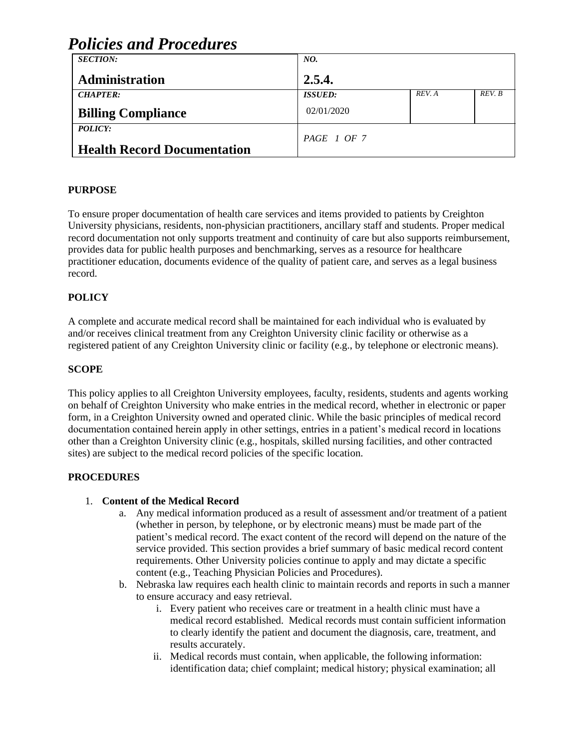# *Policies and Procedures*

| ***SECTION:*** **Administration** | ***NO.*** **2.5.4.** | | |
|---|---|---|---|
| ***CHAPTER:*** **Billing Compliance** | ***ISSUED:*** 02/01/2020 | *REV. A* | *REV. B* |
| ***POLICY:*** **Health Record Documentation** | *PAGE 1 OF 7* | | |

## PURPOSE

To ensure proper documentation of health care services and items provided to patients by Creighton University physicians, residents, non-physician practitioners, ancillary staff and students. Proper medical record documentation not only supports treatment and continuity of care but also supports reimbursement, provides data for public health purposes and benchmarking, serves as a resource for healthcare practitioner education, documents evidence of the quality of patient care, and serves as a legal business record.

## POLICY

A complete and accurate medical record shall be maintained for each individual who is evaluated by and/or receives clinical treatment from any Creighton University clinic facility or otherwise as a registered patient of any Creighton University clinic or facility (e.g., by telephone or electronic means).

## SCOPE

This policy applies to all Creighton University employees, faculty, residents, students and agents working on behalf of Creighton University who make entries in the medical record, whether in electronic or paper form, in a Creighton University owned and operated clinic. While the basic principles of medical record documentation contained herein apply in other settings, entries in a patient's medical record in locations other than a Creighton University clinic (e.g., hospitals, skilled nursing facilities, and other contracted sites) are subject to the medical record policies of the specific location.

## PROCEDURES

1. **Content of the Medical Record**
   a. Any medical information produced as a result of assessment and/or treatment of a patient (whether in person, by telephone, or by electronic means) must be made part of the patient's medical record. The exact content of the record will depend on the nature of the service provided. This section provides a brief summary of basic medical record content requirements. Other University policies continue to apply and may dictate a specific content (e.g., Teaching Physician Policies and Procedures).
   b. Nebraska law requires each health clinic to maintain records and reports in such a manner to ensure accuracy and easy retrieval.
      i. Every patient who receives care or treatment in a health clinic must have a medical record established. Medical records must contain sufficient information to clearly identify the patient and document the diagnosis, care, treatment, and results accurately.
      ii. Medical records must contain, when applicable, the following information: identification data; chief complaint; medical history; physical examination; all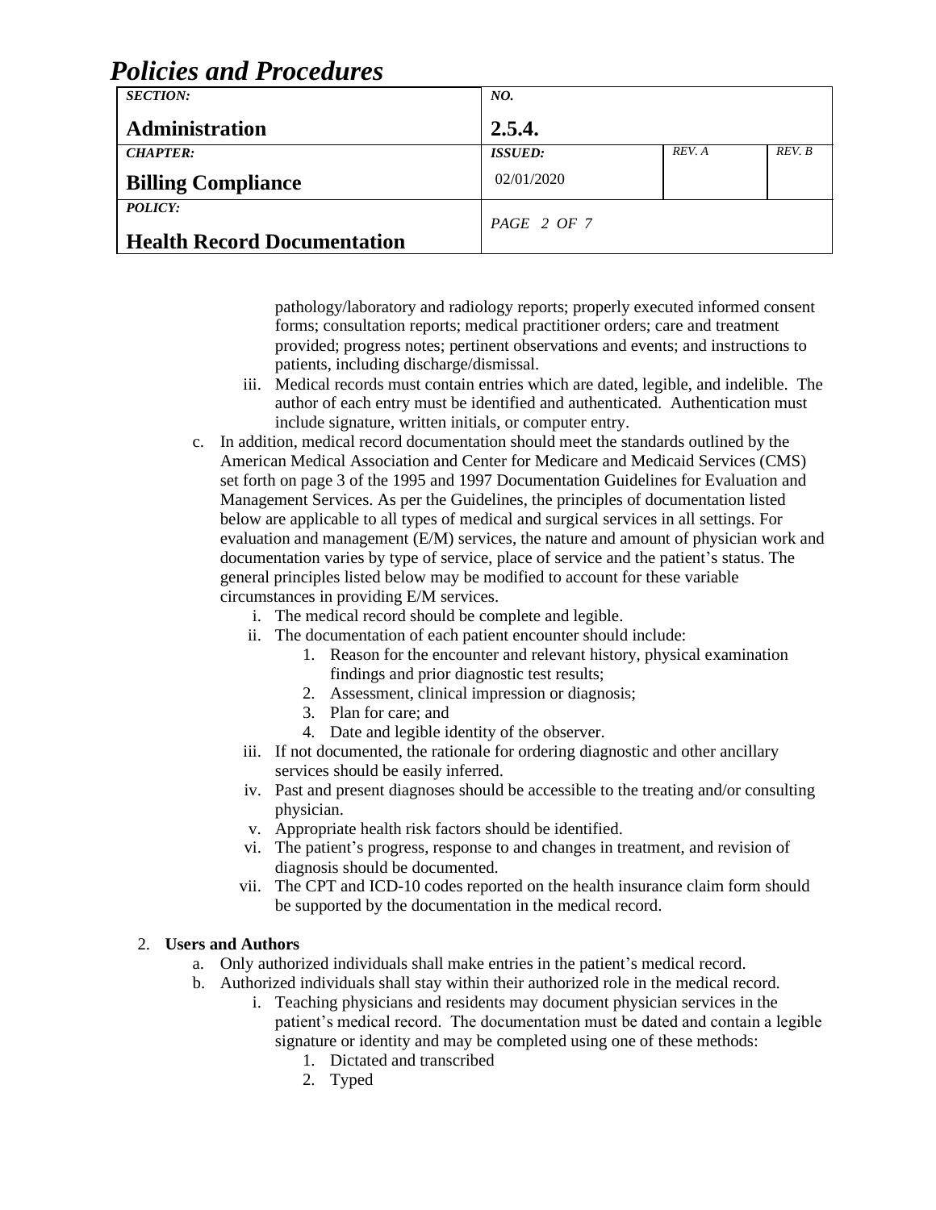pathology/laboratory and radiology reports; properly executed informed consent forms; consultation reports; medical practitioner orders; care and treatment provided; progress notes; pertinent observations and events; and instructions to patients, including discharge/dismissal.

   iii. Medical records must contain entries which are dated, legible, and indelible. The author of each entry must be identified and authenticated. Authentication must include signature, written initials, or computer entry.

c. In addition, medical record documentation should meet the standards outlined by the American Medical Association and Center for Medicare and Medicaid Services (CMS) set forth on page 3 of the 1995 and 1997 Documentation Guidelines for Evaluation and Management Services. As per the Guidelines, the principles of documentation listed below are applicable to all types of medical and surgical services in all settings. For evaluation and management (E/M) services, the nature and amount of physician work and documentation varies by type of service, place of service and the patient's status. The general principles listed below may be modified to account for these variable circumstances in providing E/M services.
   i. The medical record should be complete and legible.
   ii. The documentation of each patient encounter should include:
      1. Reason for the encounter and relevant history, physical examination findings and prior diagnostic test results;
      2. Assessment, clinical impression or diagnosis;
      3. Plan for care; and
      4. Date and legible identity of the observer.
   iii. If not documented, the rationale for ordering diagnostic and other ancillary services should be easily inferred.
   iv. Past and present diagnoses should be accessible to the treating and/or consulting physician.
   v. Appropriate health risk factors should be identified.
   vi. The patient's progress, response to and changes in treatment, and revision of diagnosis should be documented.
   vii. The CPT and ICD-10 codes reported on the health insurance claim form should be supported by the documentation in the medical record.

2. **Users and Authors**
   a. Only authorized individuals shall make entries in the patient's medical record.
   b. Authorized individuals shall stay within their authorized role in the medical record.
      i. Teaching physicians and residents may document physician services in the patient's medical record. The documentation must be dated and contain a legible signature or identity and may be completed using one of these methods:
         1. Dictated and transcribed
         2. Typed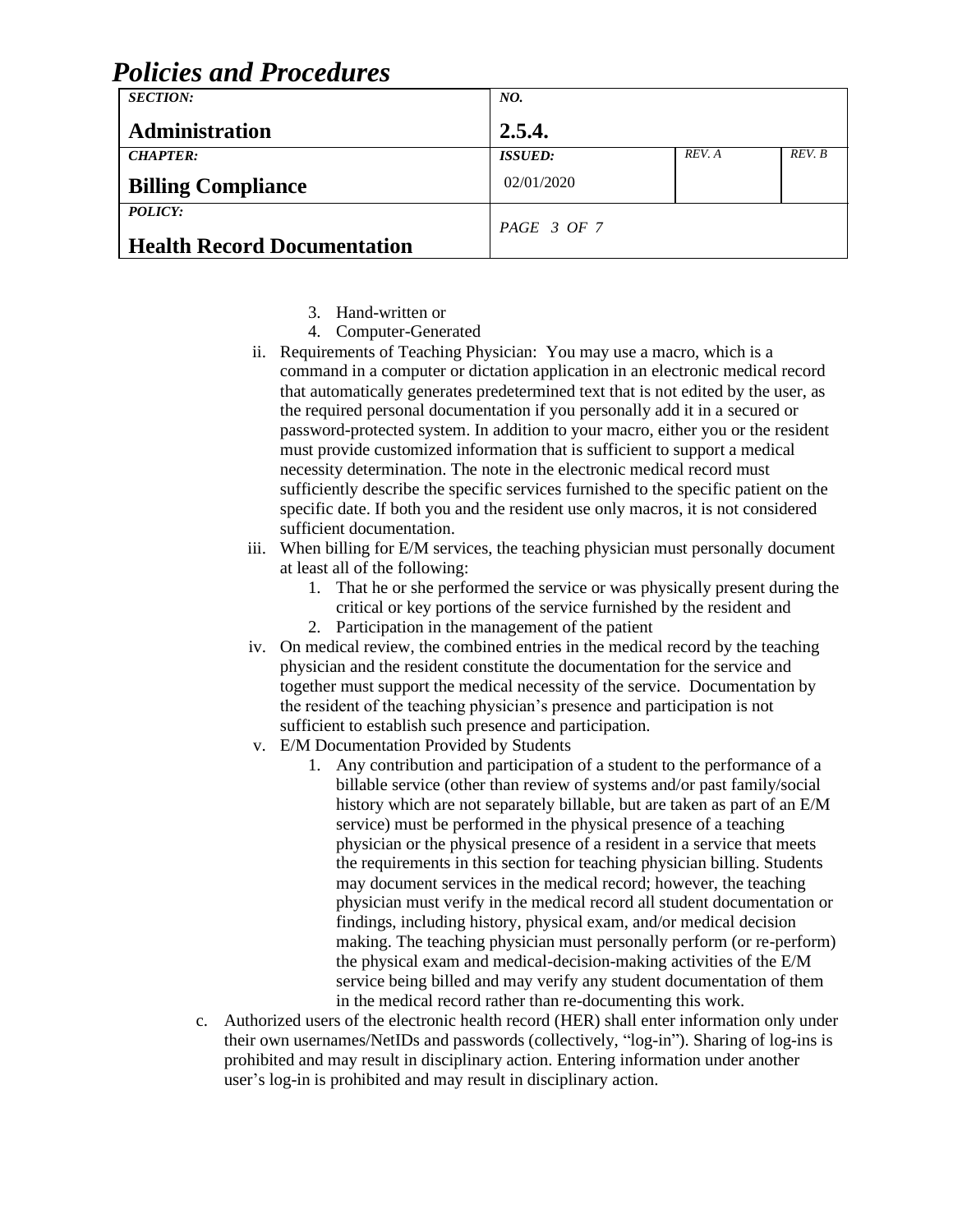3. Hand-written or
4. Computer-Generated

ii. Requirements of Teaching Physician: You may use a macro, which is a command in a computer or dictation application in an electronic medical record that automatically generates predetermined text that is not edited by the user, as the required personal documentation if you personally add it in a secured or password-protected system. In addition to your macro, either you or the resident must provide customized information that is sufficient to support a medical necessity determination. The note in the electronic medical record must sufficiently describe the specific services furnished to the specific patient on the specific date. If both you and the resident use only macros, it is not considered sufficient documentation.

iii. When billing for E/M services, the teaching physician must personally document at least all of the following:
   1. That he or she performed the service or was physically present during the critical or key portions of the service furnished by the resident and
   2. Participation in the management of the patient

iv. On medical review, the combined entries in the medical record by the teaching physician and the resident constitute the documentation for the service and together must support the medical necessity of the service. Documentation by the resident of the teaching physician's presence and participation is not sufficient to establish such presence and participation.

v. E/M Documentation Provided by Students
   1. Any contribution and participation of a student to the performance of a billable service (other than review of systems and/or past family/social history which are not separately billable, but are taken as part of an E/M service) must be performed in the physical presence of a teaching physician or the physical presence of a resident in a service that meets the requirements in this section for teaching physician billing. Students may document services in the medical record; however, the teaching physician must verify in the medical record all student documentation or findings, including history, physical exam, and/or medical decision making. The teaching physician must personally perform (or re-perform) the physical exam and medical-decision-making activities of the E/M service being billed and may verify any student documentation of them in the medical record rather than re-documenting this work.

c. Authorized users of the electronic health record (HER) shall enter information only under their own usernames/NetIDs and passwords (collectively, "log-in"). Sharing of log-ins is prohibited and may result in disciplinary action. Entering information under another user's log-in is prohibited and may result in disciplinary action.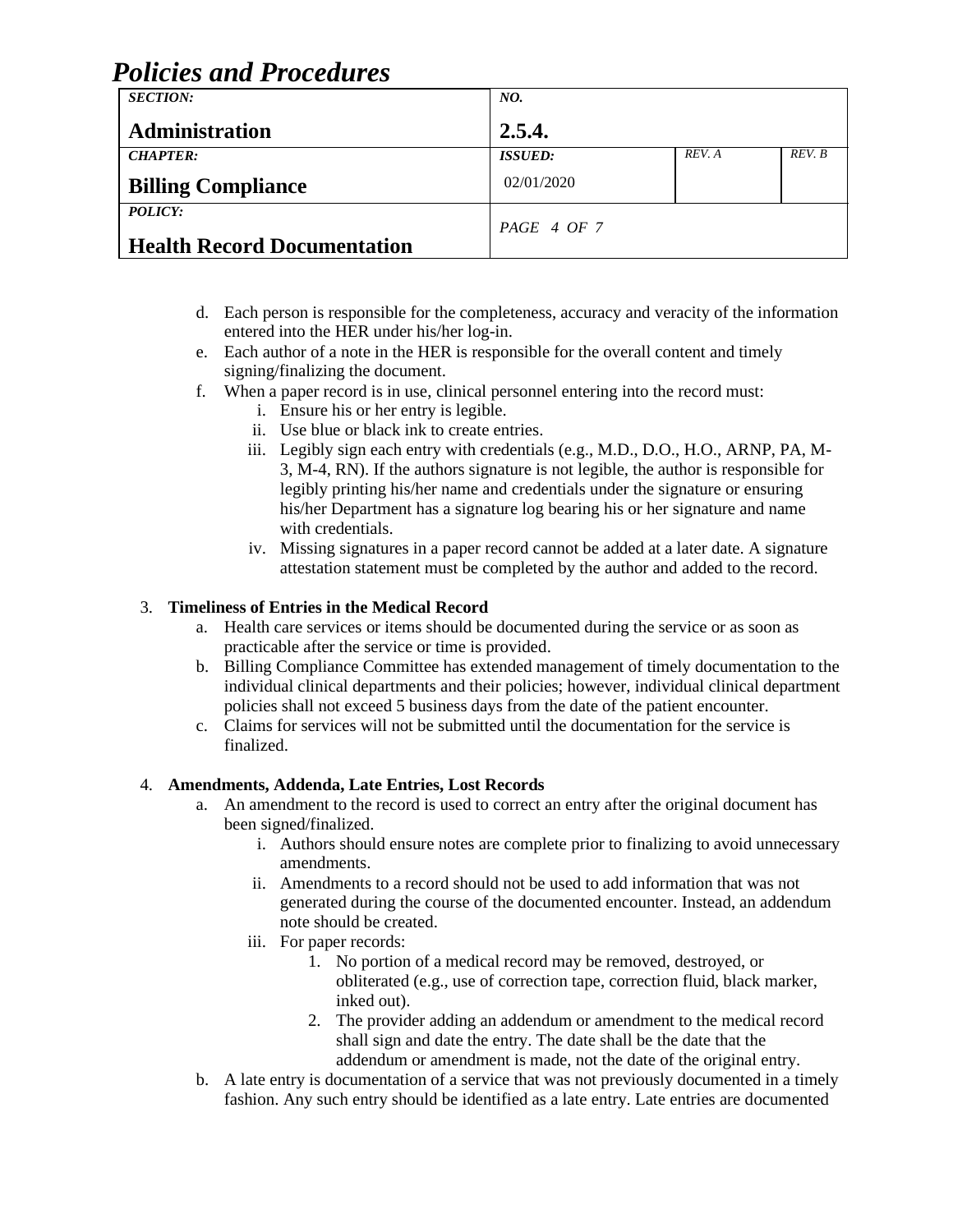d. Each person is responsible for the completeness, accuracy and veracity of the information entered into the HER under his/her log-in.
e. Each author of a note in the HER is responsible for the overall content and timely signing/finalizing the document.
f. When a paper record is in use, clinical personnel entering into the record must:
   i. Ensure his or her entry is legible.
   ii. Use blue or black ink to create entries.
   iii. Legibly sign each entry with credentials (e.g., M.D., D.O., H.O., ARNP, PA, M-3, M-4, RN). If the authors signature is not legible, the author is responsible for legibly printing his/her name and credentials under the signature or ensuring his/her Department has a signature log bearing his or her signature and name with credentials.
   iv. Missing signatures in a paper record cannot be added at a later date. A signature attestation statement must be completed by the author and added to the record.

3. **Timeliness of Entries in the Medical Record**
   a. Health care services or items should be documented during the service or as soon as practicable after the service or time is provided.
   b. Billing Compliance Committee has extended management of timely documentation to the individual clinical departments and their policies; however, individual clinical department policies shall not exceed 5 business days from the date of the patient encounter.
   c. Claims for services will not be submitted until the documentation for the service is finalized.

4. **Amendments, Addenda, Late Entries, Lost Records**
   a. An amendment to the record is used to correct an entry after the original document has been signed/finalized.
      i. Authors should ensure notes are complete prior to finalizing to avoid unnecessary amendments.
      ii. Amendments to a record should not be used to add information that was not generated during the course of the documented encounter. Instead, an addendum note should be created.
      iii. For paper records:
         1. No portion of a medical record may be removed, destroyed, or obliterated (e.g., use of correction tape, correction fluid, black marker, inked out).
         2. The provider adding an addendum or amendment to the medical record shall sign and date the entry. The date shall be the date that the addendum or amendment is made, not the date of the original entry.
   b. A late entry is documentation of a service that was not previously documented in a timely fashion. Any such entry should be identified as a late entry. Late entries are documented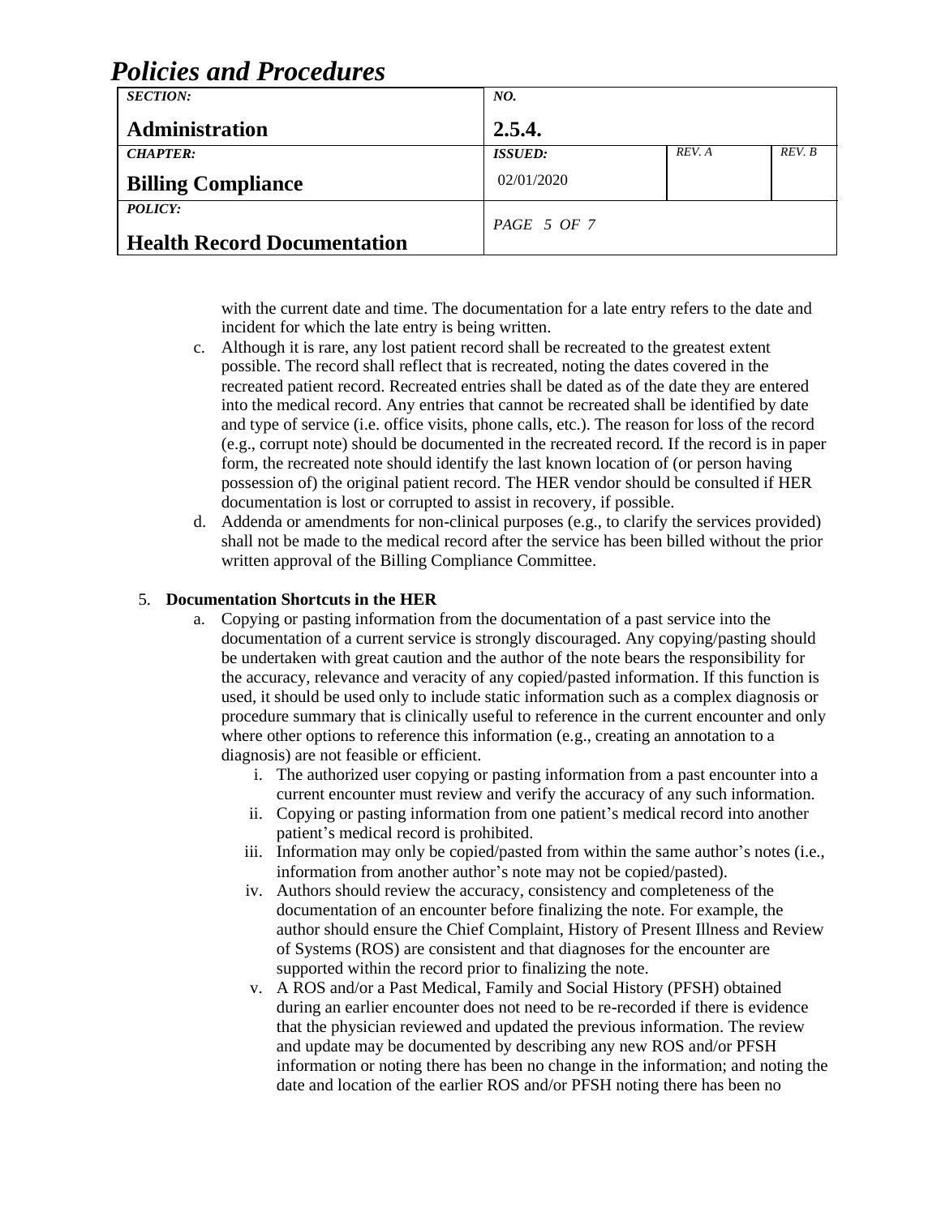with the current date and time. The documentation for a late entry refers to the date and incident for which the late entry is being written.

c. Although it is rare, any lost patient record shall be recreated to the greatest extent possible. The record shall reflect that is recreated, noting the dates covered in the recreated patient record. Recreated entries shall be dated as of the date they are entered into the medical record. Any entries that cannot be recreated shall be identified by date and type of service (i.e. office visits, phone calls, etc.). The reason for loss of the record (e.g., corrupt note) should be documented in the recreated record. If the record is in paper form, the recreated note should identify the last known location of (or person having possession of) the original patient record. The HER vendor should be consulted if HER documentation is lost or corrupted to assist in recovery, if possible.

d. Addenda or amendments for non-clinical purposes (e.g., to clarify the services provided) shall not be made to the medical record after the service has been billed without the prior written approval of the Billing Compliance Committee.

5. **Documentation Shortcuts in the HER**

   a. Copying or pasting information from the documentation of a past service into the documentation of a current service is strongly discouraged. Any copying/pasting should be undertaken with great caution and the author of the note bears the responsibility for the accuracy, relevance and veracity of any copied/pasted information. If this function is used, it should be used only to include static information such as a complex diagnosis or procedure summary that is clinically useful to reference in the current encounter and only where other options to reference this information (e.g., creating an annotation to a diagnosis) are not feasible or efficient.

      i. The authorized user copying or pasting information from a past encounter into a current encounter must review and verify the accuracy of any such information.

      ii. Copying or pasting information from one patient's medical record into another patient's medical record is prohibited.

      iii. Information may only be copied/pasted from within the same author's notes (i.e., information from another author's note may not be copied/pasted).

      iv. Authors should review the accuracy, consistency and completeness of the documentation of an encounter before finalizing the note. For example, the author should ensure the Chief Complaint, History of Present Illness and Review of Systems (ROS) are consistent and that diagnoses for the encounter are supported within the record prior to finalizing the note.

      v. A ROS and/or a Past Medical, Family and Social History (PFSH) obtained during an earlier encounter does not need to be re-recorded if there is evidence that the physician reviewed and updated the previous information. The review and update may be documented by describing any new ROS and/or PFSH information or noting there has been no change in the information; and noting the date and location of the earlier ROS and/or PFSH noting there has been no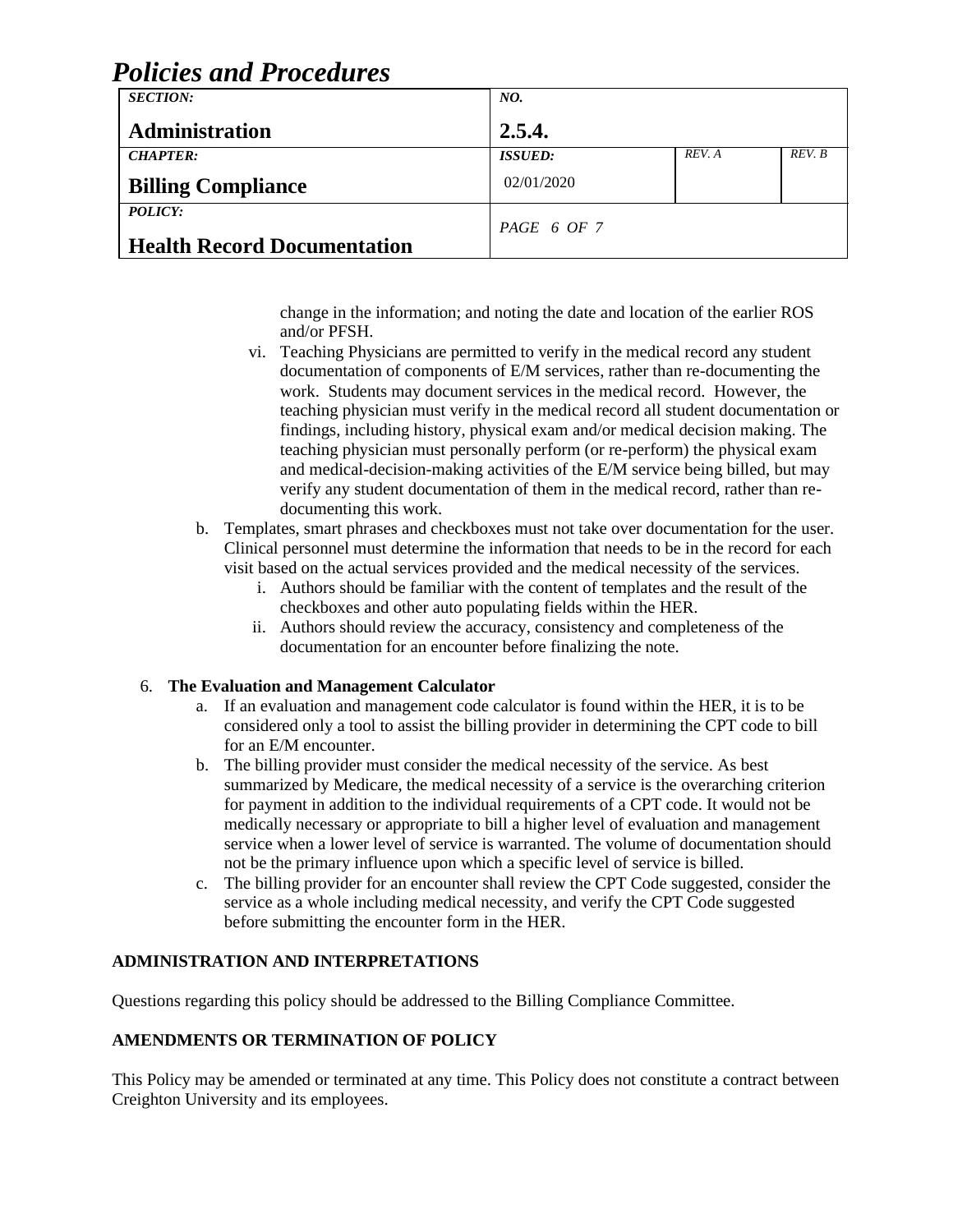change in the information; and noting the date and location of the earlier ROS and/or PFSH.

vi. Teaching Physicians are permitted to verify in the medical record any student documentation of components of E/M services, rather than re-documenting the work. Students may document services in the medical record. However, the teaching physician must verify in the medical record all student documentation or findings, including history, physical exam and/or medical decision making. The teaching physician must personally perform (or re-perform) the physical exam and medical-decision-making activities of the E/M service being billed, but may verify any student documentation of them in the medical record, rather than re-documenting this work.

b. Templates, smart phrases and checkboxes must not take over documentation for the user. Clinical personnel must determine the information that needs to be in the record for each visit based on the actual services provided and the medical necessity of the services.
   i. Authors should be familiar with the content of templates and the result of the checkboxes and other auto populating fields within the HER.
   ii. Authors should review the accuracy, consistency and completeness of the documentation for an encounter before finalizing the note.

6. **The Evaluation and Management Calculator**
   a. If an evaluation and management code calculator is found within the HER, it is to be considered only a tool to assist the billing provider in determining the CPT code to bill for an E/M encounter.
   b. The billing provider must consider the medical necessity of the service. As best summarized by Medicare, the medical necessity of a service is the overarching criterion for payment in addition to the individual requirements of a CPT code. It would not be medically necessary or appropriate to bill a higher level of evaluation and management service when a lower level of service is warranted. The volume of documentation should not be the primary influence upon which a specific level of service is billed.
   c. The billing provider for an encounter shall review the CPT Code suggested, consider the service as a whole including medical necessity, and verify the CPT Code suggested before submitting the encounter form in the HER.

**ADMINISTRATION AND INTERPRETATIONS**

Questions regarding this policy should be addressed to the Billing Compliance Committee.

**AMENDMENTS OR TERMINATION OF POLICY**

This Policy may be amended or terminated at any time. This Policy does not constitute a contract between Creighton University and its employees.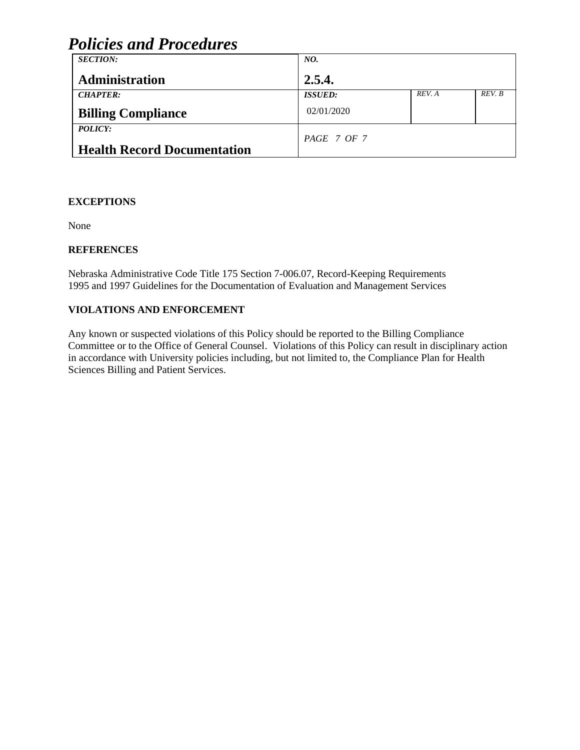**EXCEPTIONS**

None

**REFERENCES**

Nebraska Administrative Code Title 175 Section 7-006.07, Record-Keeping Requirements
1995 and 1997 Guidelines for the Documentation of Evaluation and Management Services

**VIOLATIONS AND ENFORCEMENT**

Any known or suspected violations of this Policy should be reported to the Billing Compliance Committee or to the Office of General Counsel. Violations of this Policy can result in disciplinary action in accordance with University policies including, but not limited to, the Compliance Plan for Health Sciences Billing and Patient Services.